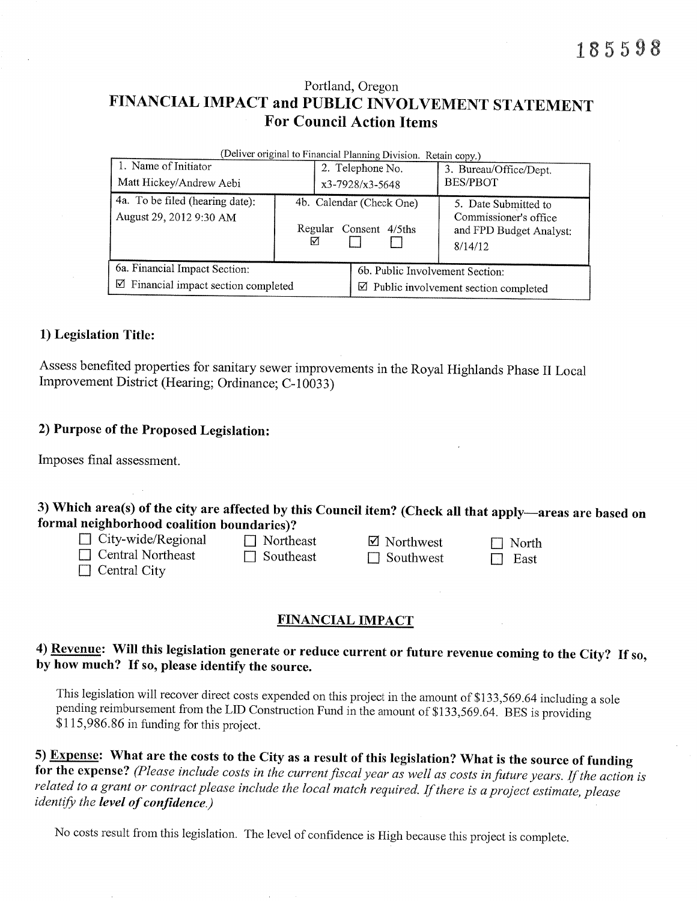185598

Portland, Oregon

# FINANCIAL IMPACT and PUBLIC INVOLVEMENT STATEMENT
## For Council Action Items

(Deliver original to Financial Planning Division. Retain copy.)

| 1. Name of Initiator | 2. Telephone No. | 3. Bureau/Office/Dept. |
|---|---|---|
| Matt Hickey/Andrew Aebi | x3-7928/x3-5648 | BES/PBOT |
| 4a. To be filed (hearing date): August 29, 2012 9:30 AM | 4b. Calendar (Check One) Regular ☑ Consent ☐ 4/5ths ☐ | 5. Date Submitted to Commissioner's office and FPD Budget Analyst: 8/14/12 |
| 6a. Financial Impact Section: ☑ Financial impact section completed | 6b. Public Involvement Section: ☑ Public involvement section completed | |

### 1) Legislation Title:

Assess benefited properties for sanitary sewer improvements in the Royal Highlands Phase II Local Improvement District (Hearing; Ordinance; C-10033)

### 2) Purpose of the Proposed Legislation:

Imposes final assessment.

### 3) Which area(s) of the city are affected by this Council item? (Check all that apply—areas are based on formal neighborhood coalition boundaries)?

- ☐ City-wide/Regional
- ☐ Northeast
- ☑ Northwest
- ☐ North
- ☐ Central Northeast
- ☐ Southeast
- ☐ Southwest
- ☐ East
- ☐ Central City

## FINANCIAL IMPACT

### 4) Revenue: Will this legislation generate or reduce current or future revenue coming to the City? If so, by how much? If so, please identify the source.

This legislation will recover direct costs expended on this project in the amount of $133,569.64 including a sole pending reimbursement from the LID Construction Fund in the amount of $133,569.64. BES is providing $115,986.86 in funding for this project.

### 5) Expense: What are the costs to the City as a result of this legislation? What is the source of funding for the expense? *(Please include costs in the current fiscal year as well as costs in future years. If the action is related to a grant or contract please include the local match required. If there is a project estimate, please identify the **level of confidence**.)*

No costs result from this legislation. The level of confidence is High because this project is complete.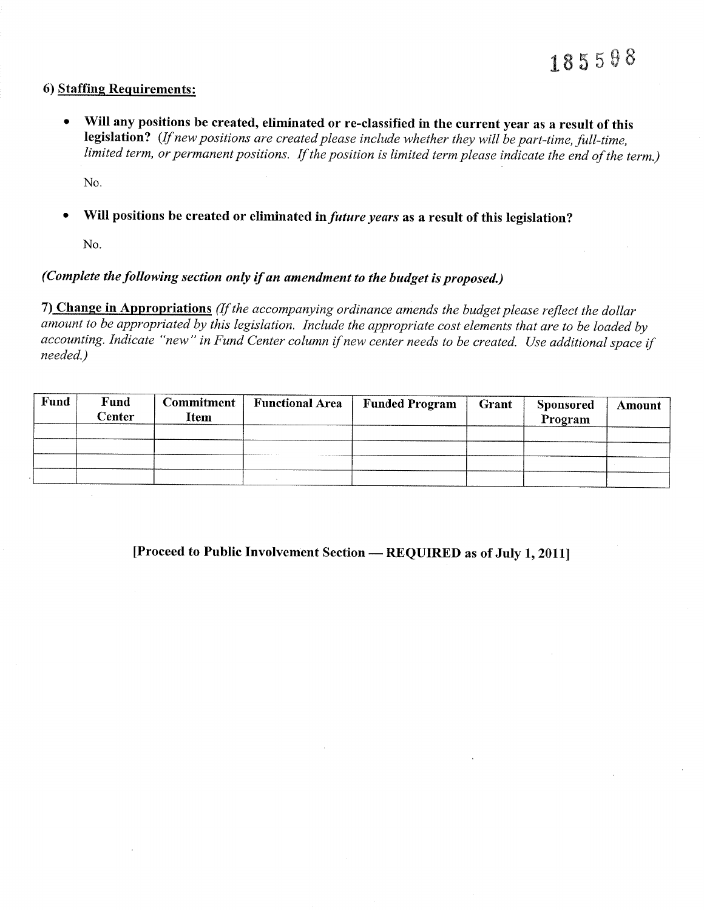185598

**6) Staffing Requirements:**

- **Will any positions be created, eliminated or re-classified in the current year as a result of this legislation?** *(If new positions are created please include whether they will be part-time, full-time, limited term, or permanent positions. If the position is limited term please indicate the end of the term.)*

  No.

- **Will positions be created or eliminated in *future years* as a result of this legislation?**

  No.

***(Complete the following section only if an amendment to the budget is proposed.)***

**7) Change in Appropriations** *(If the accompanying ordinance amends the budget please reflect the dollar amount to be appropriated by this legislation. Include the appropriate cost elements that are to be loaded by accounting. Indicate "new" in Fund Center column if new center needs to be created. Use additional space if needed.)*

| Fund | Fund Center | Commitment Item | Functional Area | Funded Program | Grant | Sponsored Program | Amount |
|---|---|---|---|---|---|---|---|
| | | | | | | | |
| | | | | | | | |
| | | | | | | | |
| | | | | | | | |

**[Proceed to Public Involvement Section — REQUIRED as of July 1, 2011]**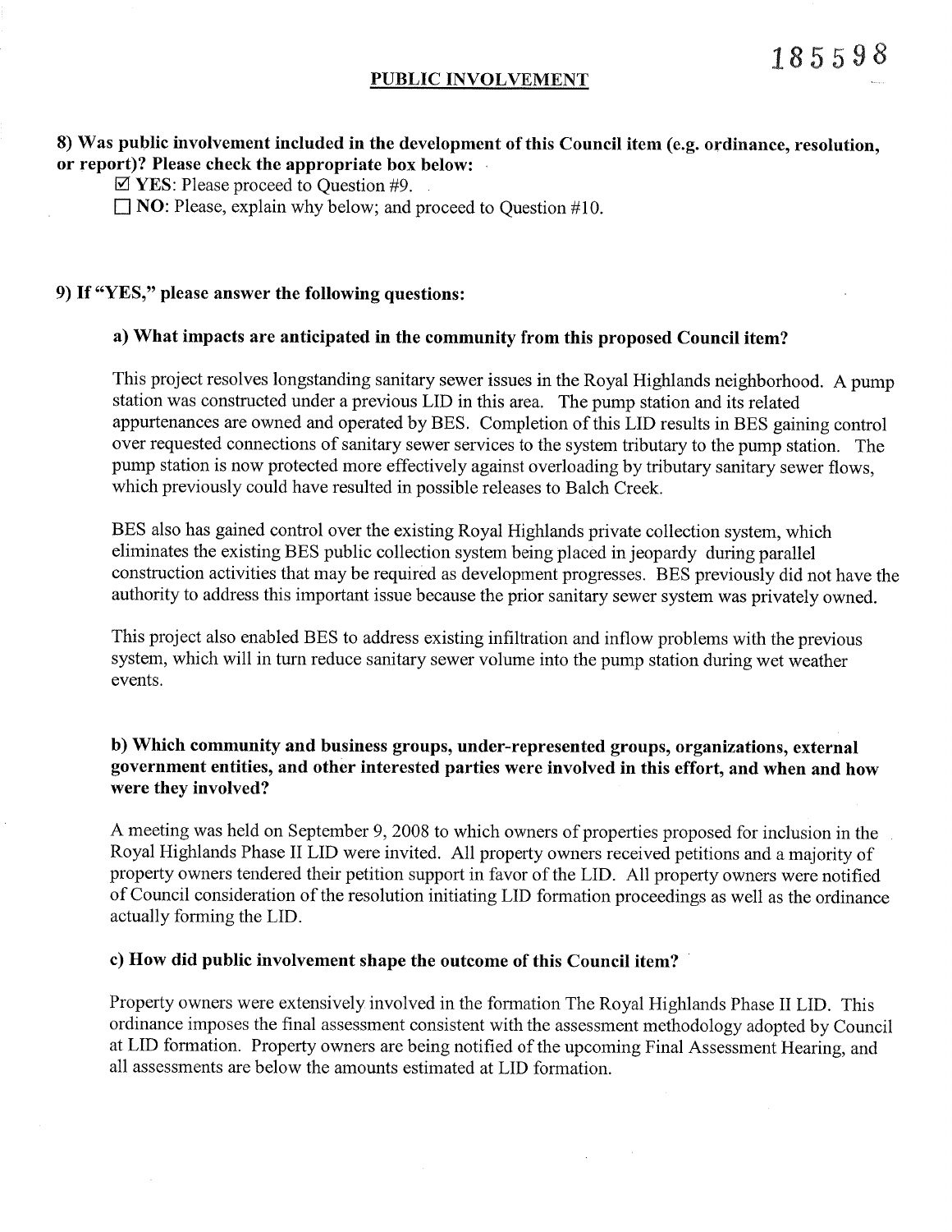## PUBLIC INVOLVEMENT

**8) Was public involvement included in the development of this Council item (e.g. ordinance, resolution, or report)? Please check the appropriate box below:**

☑ **YES**: Please proceed to Question #9.

☐ **NO**: Please, explain why below; and proceed to Question #10.

**9) If "YES," please answer the following questions:**

**a) What impacts are anticipated in the community from this proposed Council item?**

This project resolves longstanding sanitary sewer issues in the Royal Highlands neighborhood. A pump station was constructed under a previous LID in this area. The pump station and its related appurtenances are owned and operated by BES. Completion of this LID results in BES gaining control over requested connections of sanitary sewer services to the system tributary to the pump station. The pump station is now protected more effectively against overloading by tributary sanitary sewer flows, which previously could have resulted in possible releases to Balch Creek.

BES also has gained control over the existing Royal Highlands private collection system, which eliminates the existing BES public collection system being placed in jeopardy during parallel construction activities that may be required as development progresses. BES previously did not have the authority to address this important issue because the prior sanitary sewer system was privately owned.

This project also enabled BES to address existing infiltration and inflow problems with the previous system, which will in turn reduce sanitary sewer volume into the pump station during wet weather events.

**b) Which community and business groups, under-represented groups, organizations, external government entities, and other interested parties were involved in this effort, and when and how were they involved?**

A meeting was held on September 9, 2008 to which owners of properties proposed for inclusion in the Royal Highlands Phase II LID were invited. All property owners received petitions and a majority of property owners tendered their petition support in favor of the LID. All property owners were notified of Council consideration of the resolution initiating LID formation proceedings as well as the ordinance actually forming the LID.

**c) How did public involvement shape the outcome of this Council item?**

Property owners were extensively involved in the formation The Royal Highlands Phase II LID. This ordinance imposes the final assessment consistent with the assessment methodology adopted by Council at LID formation. Property owners are being notified of the upcoming Final Assessment Hearing, and all assessments are below the amounts estimated at LID formation.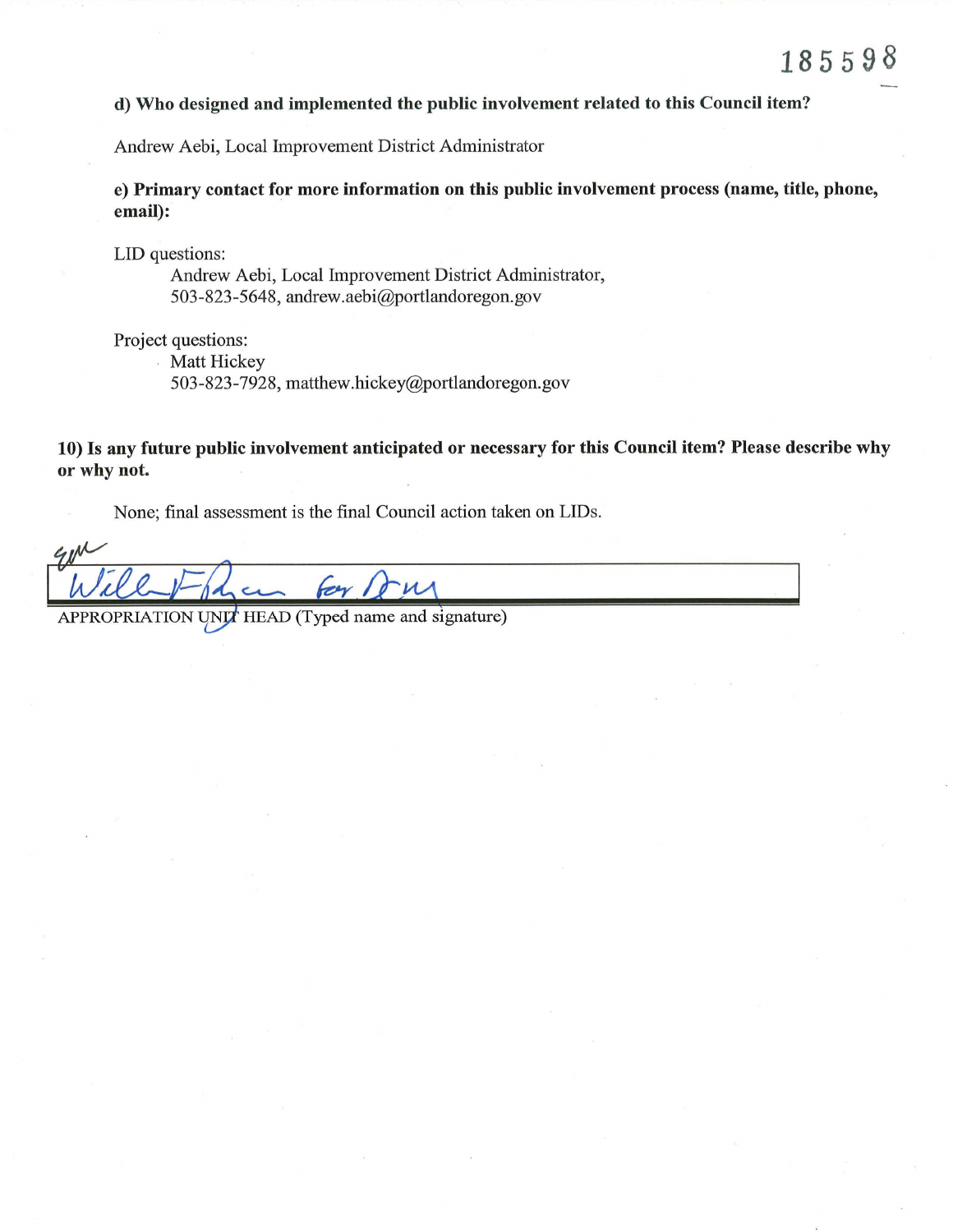185598

**d) Who designed and implemented the public involvement related to this Council item?**

Andrew Aebi, Local Improvement District Administrator

**e) Primary contact for more information on this public involvement process (name, title, phone, email):**

LID questions:

Andrew Aebi, Local Improvement District Administrator,
503-823-5648, andrew.aebi@portlandoregon.gov

Project questions:

Matt Hickey
503-823-7928, matthew.hickey@portlandoregon.gov

**10) Is any future public involvement anticipated or necessary for this Council item? Please describe why or why not.**

None; final assessment is the final Council action taken on LIDs.

APPROPRIATION UNIT HEAD (Typed name and signature)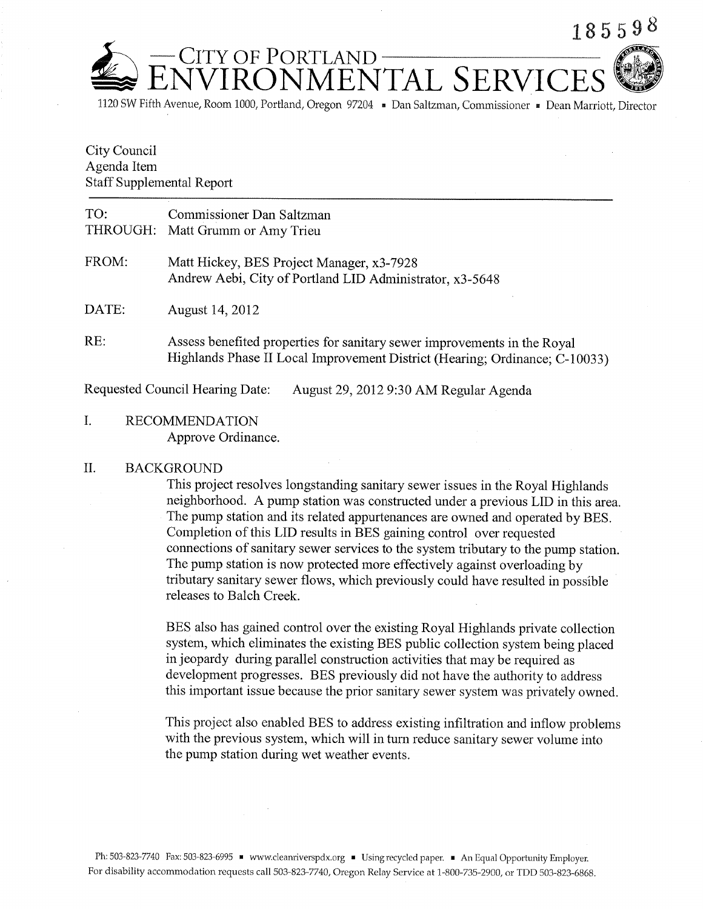185598

# CITY OF PORTLAND ENVIRONMENTAL SERVICES

1120 SW Fifth Avenue, Room 1000, Portland, Oregon 97204 ▪ Dan Saltzman, Commissioner ▪ Dean Marriott, Director

City Council
Agenda Item
Staff Supplemental Report

---

TO: Commissioner Dan Saltzman
THROUGH: Matt Grumm or Amy Trieu

FROM: Matt Hickey, BES Project Manager, x3-7928
Andrew Aebi, City of Portland LID Administrator, x3-5648

DATE: August 14, 2012

RE: Assess benefited properties for sanitary sewer improvements in the Royal Highlands Phase II Local Improvement District (Hearing; Ordinance; C-10033)

Requested Council Hearing Date: August 29, 2012 9:30 AM Regular Agenda

## I. RECOMMENDATION

Approve Ordinance.

## II. BACKGROUND

This project resolves longstanding sanitary sewer issues in the Royal Highlands neighborhood. A pump station was constructed under a previous LID in this area. The pump station and its related appurtenances are owned and operated by BES. Completion of this LID results in BES gaining control over requested connections of sanitary sewer services to the system tributary to the pump station. The pump station is now protected more effectively against overloading by tributary sanitary sewer flows, which previously could have resulted in possible releases to Balch Creek.

BES also has gained control over the existing Royal Highlands private collection system, which eliminates the existing BES public collection system being placed in jeopardy during parallel construction activities that may be required as development progresses. BES previously did not have the authority to address this important issue because the prior sanitary sewer system was privately owned.

This project also enabled BES to address existing infiltration and inflow problems with the previous system, which will in turn reduce sanitary sewer volume into the pump station during wet weather events.

Ph: 503-823-7740 Fax: 503-823-6995 ▪ www.cleanriverspdx.org ▪ Using recycled paper. ▪ An Equal Opportunity Employer.
For disability accommodation requests call 503-823-7740, Oregon Relay Service at 1-800-735-2900, or TDD 503-823-6868.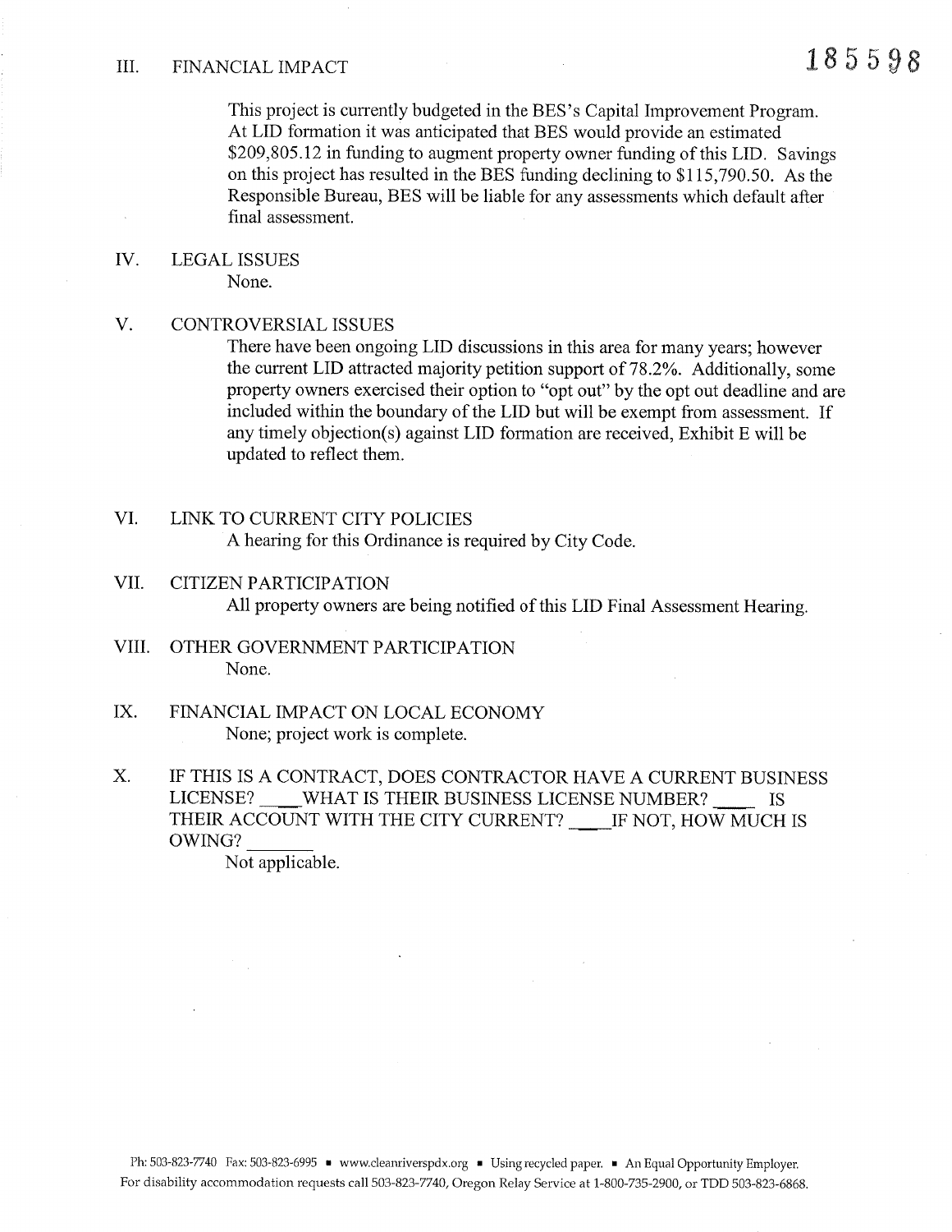185598

## III. FINANCIAL IMPACT

This project is currently budgeted in the BES's Capital Improvement Program. At LID formation it was anticipated that BES would provide an estimated $209,805.12 in funding to augment property owner funding of this LID. Savings on this project has resulted in the BES funding declining to $115,790.50. As the Responsible Bureau, BES will be liable for any assessments which default after final assessment.

## IV. LEGAL ISSUES

None.

## V. CONTROVERSIAL ISSUES

There have been ongoing LID discussions in this area for many years; however the current LID attracted majority petition support of 78.2%. Additionally, some property owners exercised their option to "opt out" by the opt out deadline and are included within the boundary of the LID but will be exempt from assessment. If any timely objection(s) against LID formation are received, Exhibit E will be updated to reflect them.

## VI. LINK TO CURRENT CITY POLICIES

A hearing for this Ordinance is required by City Code.

## VII. CITIZEN PARTICIPATION

All property owners are being notified of this LID Final Assessment Hearing.

## VIII. OTHER GOVERNMENT PARTICIPATION

None.

## IX. FINANCIAL IMPACT ON LOCAL ECONOMY

None; project work is complete.

## X. IF THIS IS A CONTRACT, DOES CONTRACTOR HAVE A CURRENT BUSINESS LICENSE? ____ WHAT IS THEIR BUSINESS LICENSE NUMBER? ____ IS THEIR ACCOUNT WITH THE CITY CURRENT? ____ IF NOT, HOW MUCH IS OWING? _______

Not applicable.

Ph: 503-823-7740 Fax: 503-823-6995 ▪ www.cleanriverspdx.org ▪ Using recycled paper. ▪ An Equal Opportunity Employer.
For disability accommodation requests call 503-823-7740, Oregon Relay Service at 1-800-735-2900, or TDD 503-823-6868.